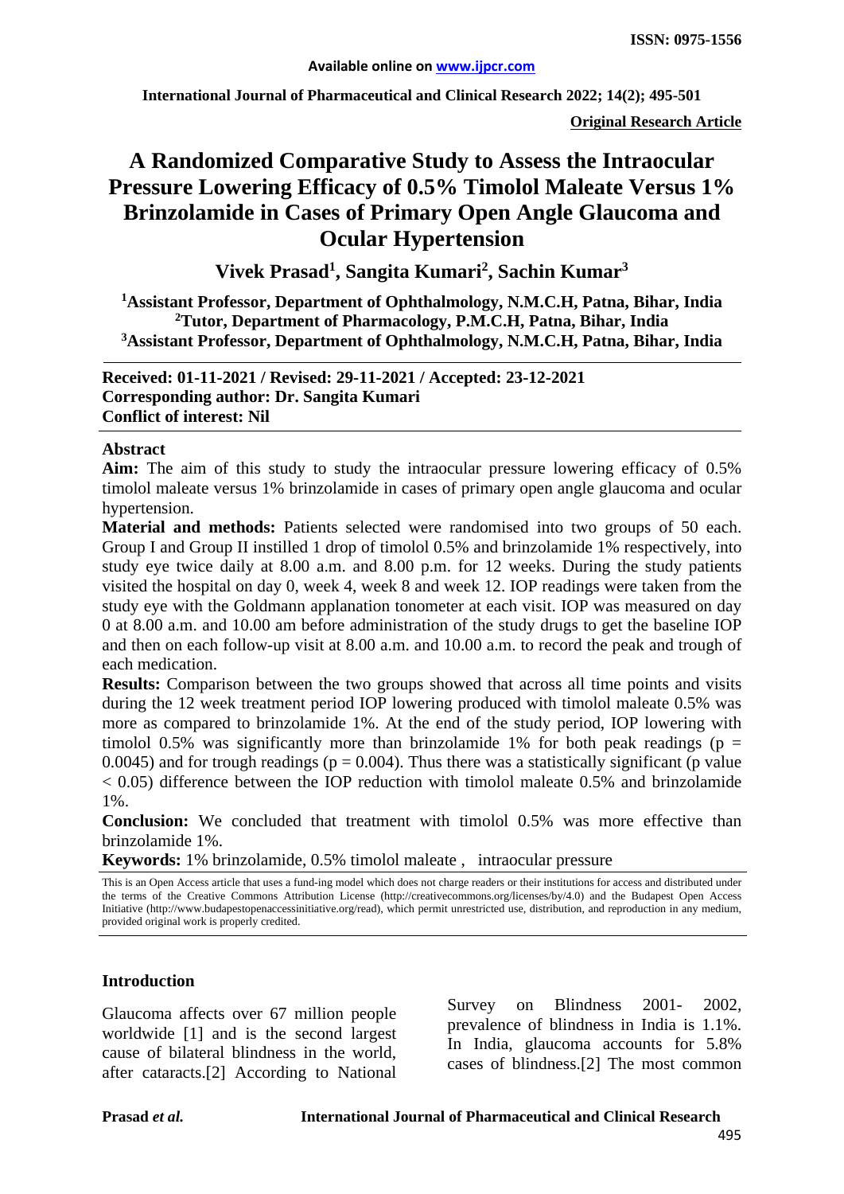Available online on www.ijpcr.com

**Original Research Article**

# A Randomized Comparative Study to Assess the Intraocular Pressure Lowering Efficacy of 0.5% Timolol Maleate Versus 1% Brinzolamide in Cases of Primary Open Angle Glaucoma and Ocular Hypertension

**Vivek Prasad[1], Sangita Kumari[2], Sachin Kumar[3]**

[1]Assistant Professor, Department of Ophthalmology, N.M.C.H, Patna, Bihar, India
[2]Tutor, Department of Pharmacology, P.M.C.H, Patna, Bihar, India
[3]Assistant Professor, Department of Ophthalmology, N.M.C.H, Patna, Bihar, India

**Received: 01-11-2021 / Revised: 29-11-2021 / Accepted: 23-12-2021**
**Corresponding author: Dr. Sangita Kumari**
**Conflict of interest: Nil**

## Abstract

**Aim:** The aim of this study to study the intraocular pressure lowering efficacy of 0.5% timolol maleate versus 1% brinzolamide in cases of primary open angle glaucoma and ocular hypertension.

**Material and methods:** Patients selected were randomised into two groups of 50 each. Group I and Group II instilled 1 drop of timolol 0.5% and brinzolamide 1% respectively, into study eye twice daily at 8.00 a.m. and 8.00 p.m. for 12 weeks. During the study patients visited the hospital on day 0, week 4, week 8 and week 12. IOP readings were taken from the study eye with the Goldmann applanation tonometer at each visit. IOP was measured on day 0 at 8.00 a.m. and 10.00 am before administration of the study drugs to get the baseline IOP and then on each follow-up visit at 8.00 a.m. and 10.00 a.m. to record the peak and trough of each medication.

**Results:** Comparison between the two groups showed that across all time points and visits during the 12 week treatment period IOP lowering produced with timolol maleate 0.5% was more as compared to brinzolamide 1%. At the end of the study period, IOP lowering with timolol 0.5% was significantly more than brinzolamide 1% for both peak readings ($p = 0.0045$) and for trough readings ($p = 0.004$). Thus there was a statistically significant ($p$ value $< 0.05$) difference between the IOP reduction with timolol maleate 0.5% and brinzolamide 1%.

**Conclusion:** We concluded that treatment with timolol 0.5% was more effective than brinzolamide 1%.

**Keywords:** 1% brinzolamide, 0.5% timolol maleate , intraocular pressure

This is an Open Access article that uses a fund-ing model which does not charge readers or their institutions for access and distributed under the terms of the Creative Commons Attribution License (http://creativecommons.org/licenses/by/4.0) and the Budapest Open Access Initiative (http://www.budapestopenaccessinitiative.org/read), which permit unrestricted use, distribution, and reproduction in any medium, provided original work is properly credited.

## Introduction

Glaucoma affects over 67 million people worldwide [1] and is the second largest cause of bilateral blindness in the world, after cataracts.[2] According to National Survey on Blindness 2001- 2002, prevalence of blindness in India is 1.1%. In India, glaucoma accounts for 5.8% cases of blindness.[2] The most common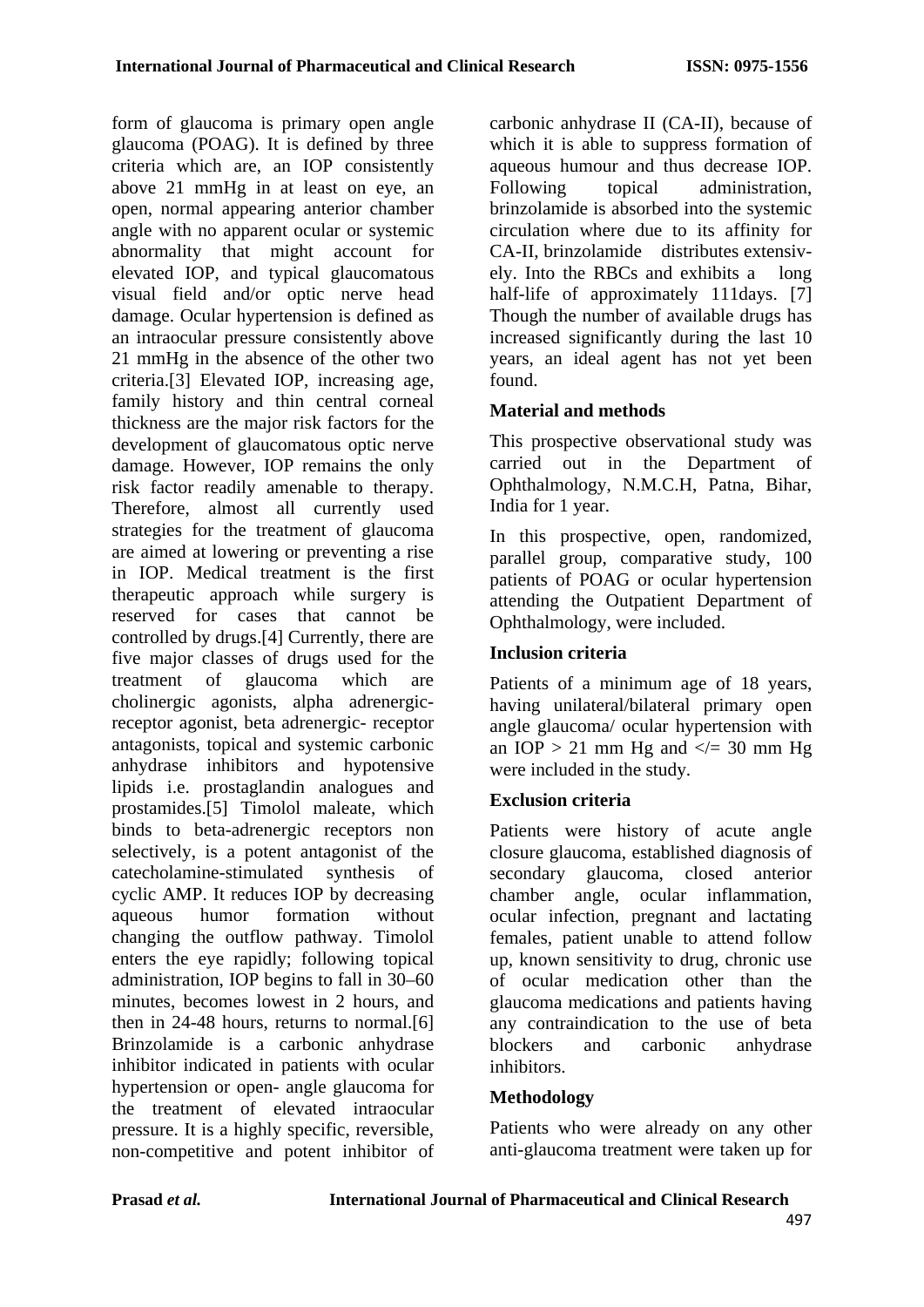form of glaucoma is primary open angle glaucoma (POAG). It is defined by three criteria which are, an IOP consistently above 21 mmHg in at least on eye, an open, normal appearing anterior chamber angle with no apparent ocular or systemic abnormality that might account for elevated IOP, and typical glaucomatous visual field and/or optic nerve head damage. Ocular hypertension is defined as an intraocular pressure consistently above 21 mmHg in the absence of the other two criteria.[3] Elevated IOP, increasing age, family history and thin central corneal thickness are the major risk factors for the development of glaucomatous optic nerve damage. However, IOP remains the only risk factor readily amenable to therapy. Therefore, almost all currently used strategies for the treatment of glaucoma are aimed at lowering or preventing a rise in IOP. Medical treatment is the first therapeutic approach while surgery is reserved for cases that cannot be controlled by drugs.[4] Currently, there are five major classes of drugs used for the treatment of glaucoma which are cholinergic agonists, alpha adrenergic-receptor agonist, beta adrenergic- receptor antagonists, topical and systemic carbonic anhydrase inhibitors and hypotensive lipids i.e. prostaglandin analogues and prostamides.[5] Timolol maleate, which binds to beta-adrenergic receptors non selectively, is a potent antagonist of the catecholamine-stimulated synthesis of cyclic AMP. It reduces IOP by decreasing aqueous humor formation without changing the outflow pathway. Timolol enters the eye rapidly; following topical administration, IOP begins to fall in 30–60 minutes, becomes lowest in 2 hours, and then in 24-48 hours, returns to normal.[6] Brinzolamide is a carbonic anhydrase inhibitor indicated in patients with ocular hypertension or open- angle glaucoma for the treatment of elevated intraocular pressure. It is a highly specific, reversible, non-competitive and potent inhibitor of carbonic anhydrase II (CA-II), because of which it is able to suppress formation of aqueous humour and thus decrease IOP. Following topical administration, brinzolamide is absorbed into the systemic circulation where due to its affinity for CA-II, brinzolamide distributes extensively. Into the RBCs and exhibits a long half-life of approximately 111days. [7] Though the number of available drugs has increased significantly during the last 10 years, an ideal agent has not yet been found.

## Material and methods

This prospective observational study was carried out in the Department of Ophthalmology, N.M.C.H, Patna, Bihar, India for 1 year.

In this prospective, open, randomized, parallel group, comparative study, 100 patients of POAG or ocular hypertension attending the Outpatient Department of Ophthalmology, were included.

### Inclusion criteria

Patients of a minimum age of 18 years, having unilateral/bilateral primary open angle glaucoma/ ocular hypertension with an IOP > 21 mm Hg and </= 30 mm Hg were included in the study.

### Exclusion criteria

Patients were history of acute angle closure glaucoma, established diagnosis of secondary glaucoma, closed anterior chamber angle, ocular inflammation, ocular infection, pregnant and lactating females, patient unable to attend follow up, known sensitivity to drug, chronic use of ocular medication other than the glaucoma medications and patients having any contraindication to the use of beta blockers and carbonic anhydrase inhibitors.

### Methodology

Patients who were already on any other anti-glaucoma treatment were taken up for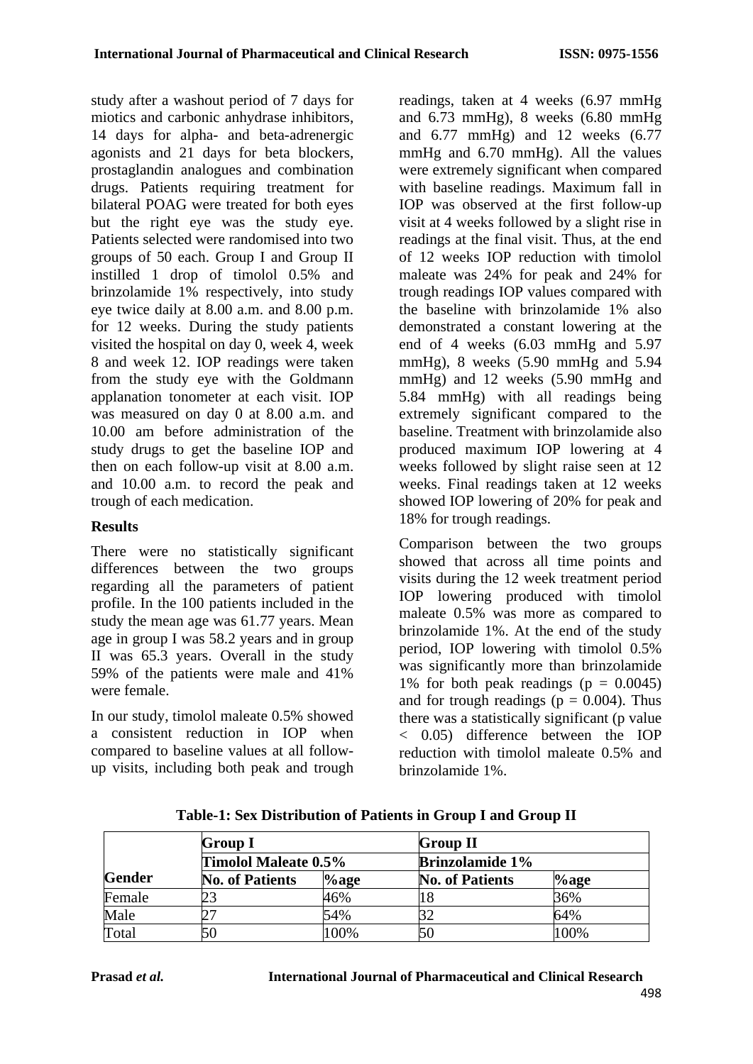study after a washout period of 7 days for miotics and carbonic anhydrase inhibitors, 14 days for alpha- and beta-adrenergic agonists and 21 days for beta blockers, prostaglandin analogues and combination drugs. Patients requiring treatment for bilateral POAG were treated for both eyes but the right eye was the study eye. Patients selected were randomised into two groups of 50 each. Group I and Group II instilled 1 drop of timolol 0.5% and brinzolamide 1% respectively, into study eye twice daily at 8.00 a.m. and 8.00 p.m. for 12 weeks. During the study patients visited the hospital on day 0, week 4, week 8 and week 12. IOP readings were taken from the study eye with the Goldmann applanation tonometer at each visit. IOP was measured on day 0 at 8.00 a.m. and 10.00 am before administration of the study drugs to get the baseline IOP and then on each follow-up visit at 8.00 a.m. and 10.00 a.m. to record the peak and trough of each medication.

## Results

There were no statistically significant differences between the two groups regarding all the parameters of patient profile. In the 100 patients included in the study the mean age was 61.77 years. Mean age in group I was 58.2 years and in group II was 65.3 years. Overall in the study 59% of the patients were male and 41% were female.

In our study, timolol maleate 0.5% showed a consistent reduction in IOP when compared to baseline values at all follow-up visits, including both peak and trough readings, taken at 4 weeks (6.97 mmHg and 6.73 mmHg), 8 weeks (6.80 mmHg and 6.77 mmHg) and 12 weeks (6.77 mmHg and 6.70 mmHg). All the values were extremely significant when compared with baseline readings. Maximum fall in IOP was observed at the first follow-up visit at 4 weeks followed by a slight rise in readings at the final visit. Thus, at the end of 12 weeks IOP reduction with timolol maleate was 24% for peak and 24% for trough readings IOP values compared with the baseline with brinzolamide 1% also demonstrated a constant lowering at the end of 4 weeks (6.03 mmHg and 5.97 mmHg), 8 weeks (5.90 mmHg and 5.94 mmHg) and 12 weeks (5.90 mmHg and 5.84 mmHg) with all readings being extremely significant compared to the baseline. Treatment with brinzolamide also produced maximum IOP lowering at 4 weeks followed by slight raise seen at 12 weeks. Final readings taken at 12 weeks showed IOP lowering of 20% for peak and 18% for trough readings.

Comparison between the two groups showed that across all time points and visits during the 12 week treatment period IOP lowering produced with timolol maleate 0.5% was more as compared to brinzolamide 1%. At the end of the study period, IOP lowering with timolol 0.5% was significantly more than brinzolamide 1% for both peak readings ($p = 0.0045$) and for trough readings ($p = 0.004$). Thus there was a statistically significant (p value $< 0.05$) difference between the IOP reduction with timolol maleate 0.5% and brinzolamide 1%.

**Table-1: Sex Distribution of Patients in Group I and Group II**

| Gender | Group I Timolol Maleate 0.5% | | Group II Brinzolamide 1% | |
|---|---|---|---|---|
| | No. of Patients | %age | No. of Patients | %age |
| Female | 23 | 46% | 18 | 36% |
| Male | 27 | 54% | 32 | 64% |
| Total | 50 | 100% | 50 | 100% |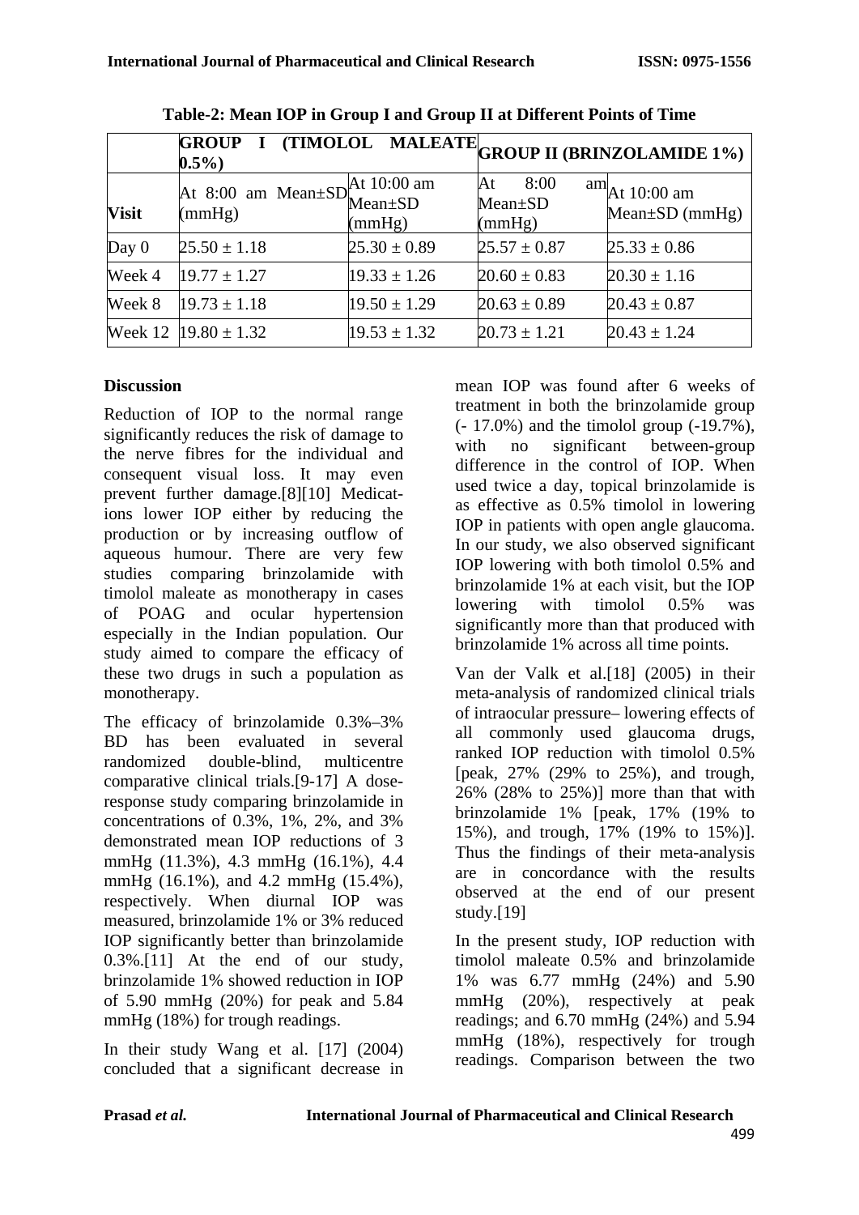**Table-2: Mean IOP in Group I and Group II at Different Points of Time**

| | GROUP I (TIMOLOL MALEATE 0.5%) | | GROUP II (BRINZOLAMIDE 1%) | |
|---|---|---|---|---|
| **Visit** | At 8:00 am Mean±SD (mmHg) | At 10:00 am Mean±SD (mmHg) | At 8:00 am Mean±SD (mmHg) | At 10:00 am Mean±SD (mmHg) |
| Day 0 | 25.50 ± 1.18 | 25.30 ± 0.89 | 25.57 ± 0.87 | 25.33 ± 0.86 |
| Week 4 | 19.77 ± 1.27 | 19.33 ± 1.26 | 20.60 ± 0.83 | 20.30 ± 1.16 |
| Week 8 | 19.73 ± 1.18 | 19.50 ± 1.29 | 20.63 ± 0.89 | 20.43 ± 0.87 |
| Week 12 | 19.80 ± 1.32 | 19.53 ± 1.32 | 20.73 ± 1.21 | 20.43 ± 1.24 |

## Discussion

Reduction of IOP to the normal range significantly reduces the risk of damage to the nerve fibres for the individual and consequent visual loss. It may even prevent further damage.[8][10] Medications lower IOP either by reducing the production or by increasing outflow of aqueous humour. There are very few studies comparing brinzolamide with timolol maleate as monotherapy in cases of POAG and ocular hypertension especially in the Indian population. Our study aimed to compare the efficacy of these two drugs in such a population as monotherapy.

The efficacy of brinzolamide 0.3%–3% BD has been evaluated in several randomized double-blind, multicentre comparative clinical trials.[9-17] A dose-response study comparing brinzolamide in concentrations of 0.3%, 1%, 2%, and 3% demonstrated mean IOP reductions of 3 mmHg (11.3%), 4.3 mmHg (16.1%), 4.4 mmHg (16.1%), and 4.2 mmHg (15.4%), respectively. When diurnal IOP was measured, brinzolamide 1% or 3% reduced IOP significantly better than brinzolamide 0.3%.[11] At the end of our study, brinzolamide 1% showed reduction in IOP of 5.90 mmHg (20%) for peak and 5.84 mmHg (18%) for trough readings.

In their study Wang et al. [17] (2004) concluded that a significant decrease in mean IOP was found after 6 weeks of treatment in both the brinzolamide group (- 17.0%) and the timolol group (-19.7%), with no significant between-group difference in the control of IOP. When used twice a day, topical brinzolamide is as effective as 0.5% timolol in lowering IOP in patients with open angle glaucoma. In our study, we also observed significant IOP lowering with both timolol 0.5% and brinzolamide 1% at each visit, but the IOP lowering with timolol 0.5% was significantly more than that produced with brinzolamide 1% across all time points.

Van der Valk et al.[18] (2005) in their meta-analysis of randomized clinical trials of intraocular pressure– lowering effects of all commonly used glaucoma drugs, ranked IOP reduction with timolol 0.5% [peak, 27% (29% to 25%), and trough, 26% (28% to 25%)] more than that with brinzolamide 1% [peak, 17% (19% to 15%), and trough, 17% (19% to 15%)]. Thus the findings of their meta-analysis are in concordance with the results observed at the end of our present study.[19]

In the present study, IOP reduction with timolol maleate 0.5% and brinzolamide 1% was 6.77 mmHg (24%) and 5.90 mmHg (20%), respectively at peak readings; and 6.70 mmHg (24%) and 5.94 mmHg (18%), respectively for trough readings. Comparison between the two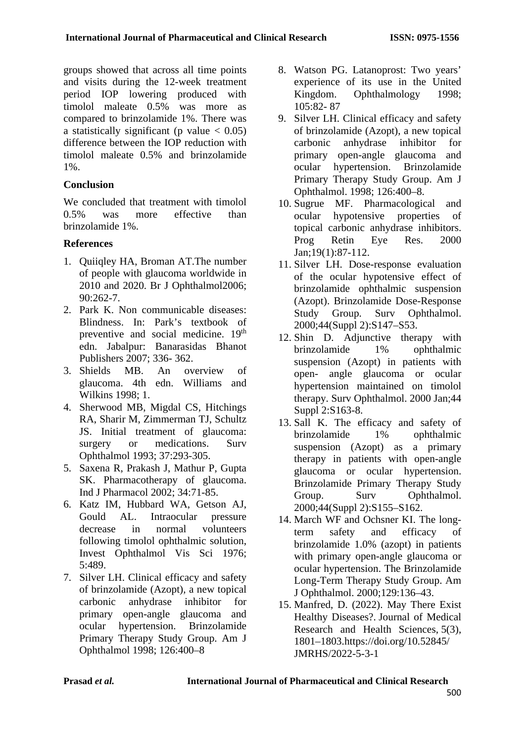groups showed that across all time points and visits during the 12-week treatment period IOP lowering produced with timolol maleate 0.5% was more as compared to brinzolamide 1%. There was a statistically significant (p value $< 0.05$) difference between the IOP reduction with timolol maleate 0.5% and brinzolamide 1%.

## Conclusion

We concluded that treatment with timolol 0.5% was more effective than brinzolamide 1%.

## References

1. Quiiqley HA, Broman AT.The number of people with glaucoma worldwide in 2010 and 2020. Br J Ophthalmol2006; 90:262-7.
2. Park K. Non communicable diseases: Blindness. In: Park's textbook of preventive and social medicine. 19th edn. Jabalpur: Banarasidas Bhanot Publishers 2007; 336- 362.
3. Shields MB. An overview of glaucoma. 4th edn. Williams and Wilkins 1998; 1.
4. Sherwood MB, Migdal CS, Hitchings RA, Sharir M, Zimmerman TJ, Schultz JS. Initial treatment of glaucoma: surgery or medications. Surv Ophthalmol 1993; 37:293-305.
5. Saxena R, Prakash J, Mathur P, Gupta SK. Pharmacotherapy of glaucoma. Ind J Pharmacol 2002; 34:71-85.
6. Katz IM, Hubbard WA, Getson AJ, Gould AL. Intraocular pressure decrease in normal volunteers following timolol ophthalmic solution, Invest Ophthalmol Vis Sci 1976; 5:489.
7. Silver LH. Clinical efficacy and safety of brinzolamide (Azopt), a new topical carbonic anhydrase inhibitor for primary open-angle glaucoma and ocular hypertension. Brinzolamide Primary Therapy Study Group. Am J Ophthalmol 1998; 126:400–8
8. Watson PG. Latanoprost: Two years' experience of its use in the United Kingdom. Ophthalmology 1998; 105:82- 87
9. Silver LH. Clinical efficacy and safety of brinzolamide (Azopt), a new topical carbonic anhydrase inhibitor for primary open-angle glaucoma and ocular hypertension. Brinzolamide Primary Therapy Study Group. Am J Ophthalmol. 1998; 126:400–8.
10. Sugrue MF. Pharmacological and ocular hypotensive properties of topical carbonic anhydrase inhibitors. Prog Retin Eye Res. 2000 Jan;19(1):87-112.
11. Silver LH. Dose-response evaluation of the ocular hypotensive effect of brinzolamide ophthalmic suspension (Azopt). Brinzolamide Dose-Response Study Group. Surv Ophthalmol. 2000;44(Suppl 2):S147–S53.
12. Shin D. Adjunctive therapy with brinzolamide 1% ophthalmic suspension (Azopt) in patients with open- angle glaucoma or ocular hypertension maintained on timolol therapy. Surv Ophthalmol. 2000 Jan;44 Suppl 2:S163-8.
13. Sall K. The efficacy and safety of brinzolamide 1% ophthalmic suspension (Azopt) as a primary therapy in patients with open-angle glaucoma or ocular hypertension. Brinzolamide Primary Therapy Study Group. Surv Ophthalmol. 2000;44(Suppl 2):S155–S162.
14. March WF and Ochsner KI. The long-term safety and efficacy of brinzolamide 1.0% (azopt) in patients with primary open-angle glaucoma or ocular hypertension. The Brinzolamide Long-Term Therapy Study Group. Am J Ophthalmol. 2000;129:136–43.
15. Manfred, D. (2022). May There Exist Healthy Diseases?. Journal of Medical Research and Health Sciences, 5(3), 1801–1803.https://doi.org/10.52845/JMRHS/2022-5-3-1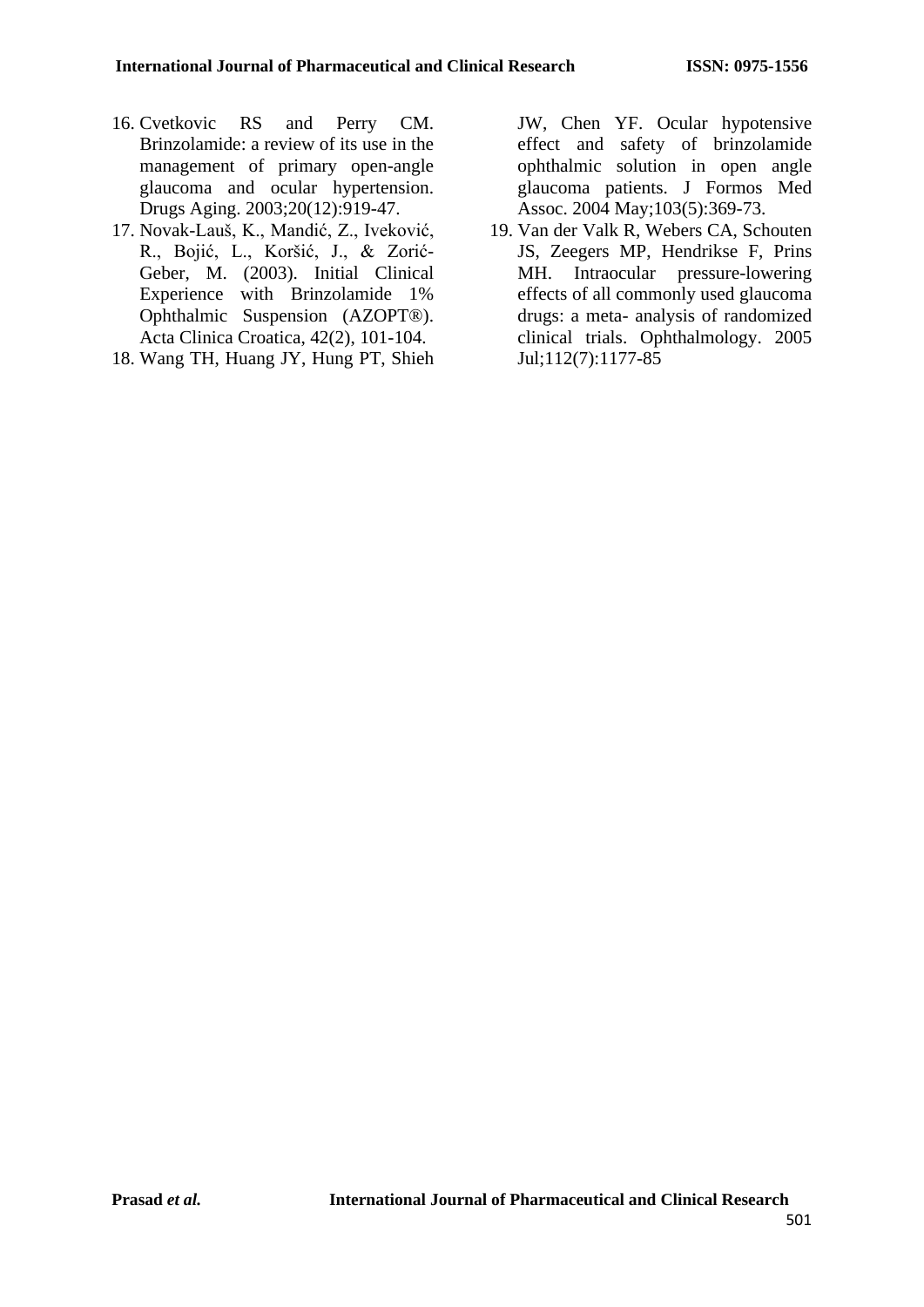16. Cvetkovic RS and Perry CM. Brinzolamide: a review of its use in the management of primary open-angle glaucoma and ocular hypertension. Drugs Aging. 2003;20(12):919-47.
17. Novak-Lauš, K., Mandić, Z., Iveković, R., Bojić, L., Koršić, J., & Zorić-Geber, M. (2003). Initial Clinical Experience with Brinzolamide 1% Ophthalmic Suspension (AZOPT®). Acta Clinica Croatica, 42(2), 101-104.
18. Wang TH, Huang JY, Hung PT, Shieh JW, Chen YF. Ocular hypotensive effect and safety of brinzolamide ophthalmic solution in open angle glaucoma patients. J Formos Med Assoc. 2004 May;103(5):369-73.
19. Van der Valk R, Webers CA, Schouten JS, Zeegers MP, Hendrikse F, Prins MH. Intraocular pressure-lowering effects of all commonly used glaucoma drugs: a meta- analysis of randomized clinical trials. Ophthalmology. 2005 Jul;112(7):1177-85